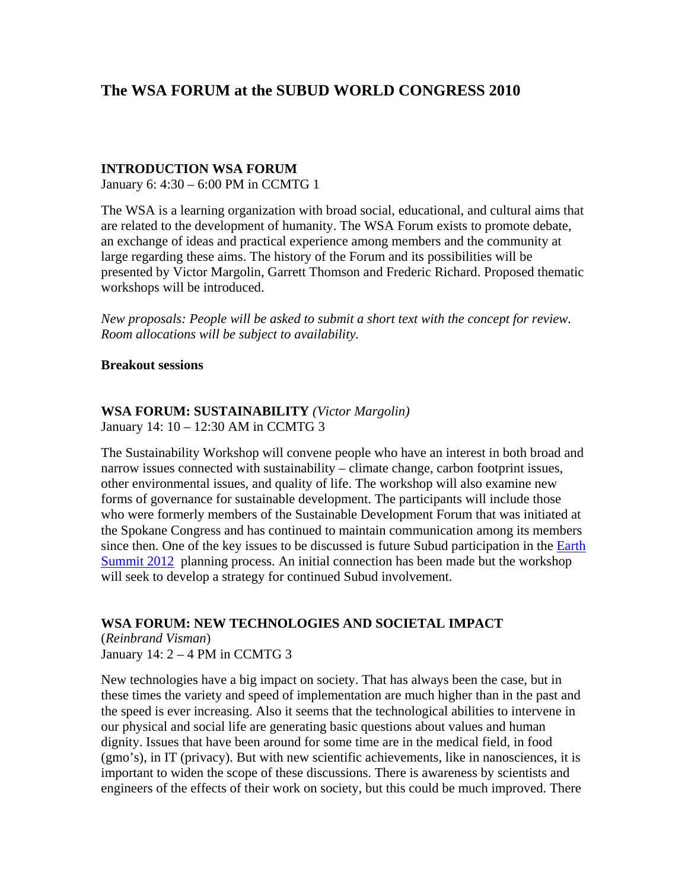# The WSA FORUM at the SUBUD WORLD CONGRESS 2010

**INTRODUCTION WSA FORUM**
January 6: 4:30 – 6:00 PM in CCMTG 1

The WSA is a learning organization with broad social, educational, and cultural aims that are related to the development of humanity. The WSA Forum exists to promote debate, an exchange of ideas and practical experience among members and the community at large regarding these aims. The history of the Forum and its possibilities will be presented by Victor Margolin, Garrett Thomson and Frederic Richard. Proposed thematic workshops will be introduced.

*New proposals: People will be asked to submit a short text with the concept for review. Room allocations will be subject to availability.*

**Breakout sessions**

**WSA FORUM: SUSTAINABILITY** *(Victor Margolin)*
January 14: 10 – 12:30 AM in CCMTG 3

The Sustainability Workshop will convene people who have an interest in both broad and narrow issues connected with sustainability – climate change, carbon footprint issues, other environmental issues, and quality of life. The workshop will also examine new forms of governance for sustainable development. The participants will include those who were formerly members of the Sustainable Development Forum that was initiated at the Spokane Congress and has continued to maintain communication among its members since then. One of the key issues to be discussed is future Subud participation in the Earth Summit 2012 planning process. An initial connection has been made but the workshop will seek to develop a strategy for continued Subud involvement.

**WSA FORUM: NEW TECHNOLOGIES AND SOCIETAL IMPACT**
(*Reinbrand Visman*)
January 14: 2 – 4 PM in CCMTG 3

New technologies have a big impact on society. That has always been the case, but in these times the variety and speed of implementation are much higher than in the past and the speed is ever increasing. Also it seems that the technological abilities to intervene in our physical and social life are generating basic questions about values and human dignity. Issues that have been around for some time are in the medical field, in food (gmo's), in IT (privacy). But with new scientific achievements, like in nanosciences, it is important to widen the scope of these discussions. There is awareness by scientists and engineers of the effects of their work on society, but this could be much improved. There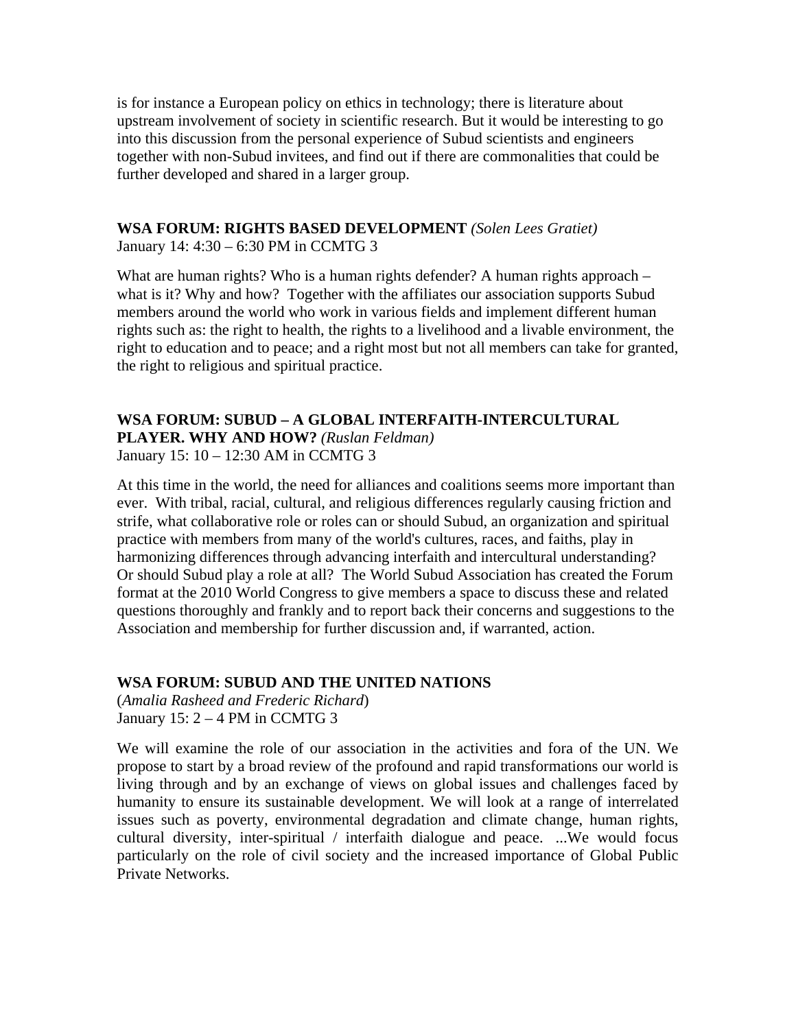is for instance a European policy on ethics in technology; there is literature about upstream involvement of society in scientific research. But it would be interesting to go into this discussion from the personal experience of Subud scientists and engineers together with non-Subud invitees, and find out if there are commonalities that could be further developed and shared in a larger group.

**WSA FORUM: RIGHTS BASED DEVELOPMENT** *(Solen Lees Gratiet)*
January 14: 4:30 – 6:30 PM in CCMTG 3

What are human rights? Who is a human rights defender? A human rights approach – what is it? Why and how? Together with the affiliates our association supports Subud members around the world who work in various fields and implement different human rights such as: the right to health, the rights to a livelihood and a livable environment, the right to education and to peace; and a right most but not all members can take for granted, the right to religious and spiritual practice.

**WSA FORUM: SUBUD – A GLOBAL INTERFAITH-INTERCULTURAL PLAYER. WHY AND HOW?** *(Ruslan Feldman)*
January 15: 10 – 12:30 AM in CCMTG 3

At this time in the world, the need for alliances and coalitions seems more important than ever. With tribal, racial, cultural, and religious differences regularly causing friction and strife, what collaborative role or roles can or should Subud, an organization and spiritual practice with members from many of the world's cultures, races, and faiths, play in harmonizing differences through advancing interfaith and intercultural understanding? Or should Subud play a role at all? The World Subud Association has created the Forum format at the 2010 World Congress to give members a space to discuss these and related questions thoroughly and frankly and to report back their concerns and suggestions to the Association and membership for further discussion and, if warranted, action.

**WSA FORUM: SUBUD AND THE UNITED NATIONS**
(*Amalia Rasheed and Frederic Richard*)
January 15: 2 – 4 PM in CCMTG 3

We will examine the role of our association in the activities and fora of the UN. We propose to start by a broad review of the profound and rapid transformations our world is living through and by an exchange of views on global issues and challenges faced by humanity to ensure its sustainable development. We will look at a range of interrelated issues such as poverty, environmental degradation and climate change, human rights, cultural diversity, inter-spiritual / interfaith dialogue and peace. ...We would focus particularly on the role of civil society and the increased importance of Global Public Private Networks.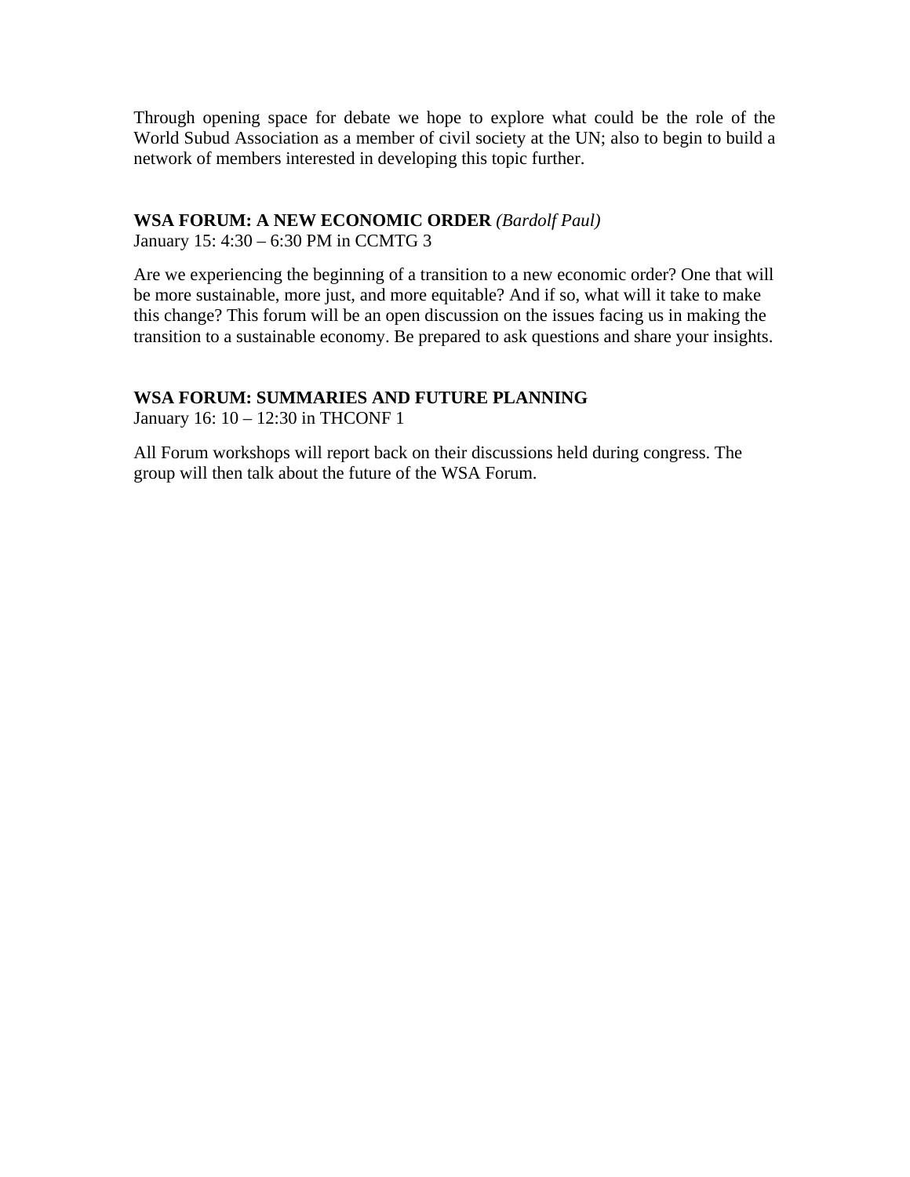Through opening space for debate we hope to explore what could be the role of the World Subud Association as a member of civil society at the UN; also to begin to build a network of members interested in developing this topic further.

**WSA FORUM: A NEW ECONOMIC ORDER** *(Bardolf Paul)*
January 15: 4:30 – 6:30 PM in CCMTG 3

Are we experiencing the beginning of a transition to a new economic order? One that will be more sustainable, more just, and more equitable? And if so, what will it take to make this change? This forum will be an open discussion on the issues facing us in making the transition to a sustainable economy. Be prepared to ask questions and share your insights.

**WSA FORUM: SUMMARIES AND FUTURE PLANNING**
January 16: 10 – 12:30 in THCONF 1

All Forum workshops will report back on their discussions held during congress. The group will then talk about the future of the WSA Forum.